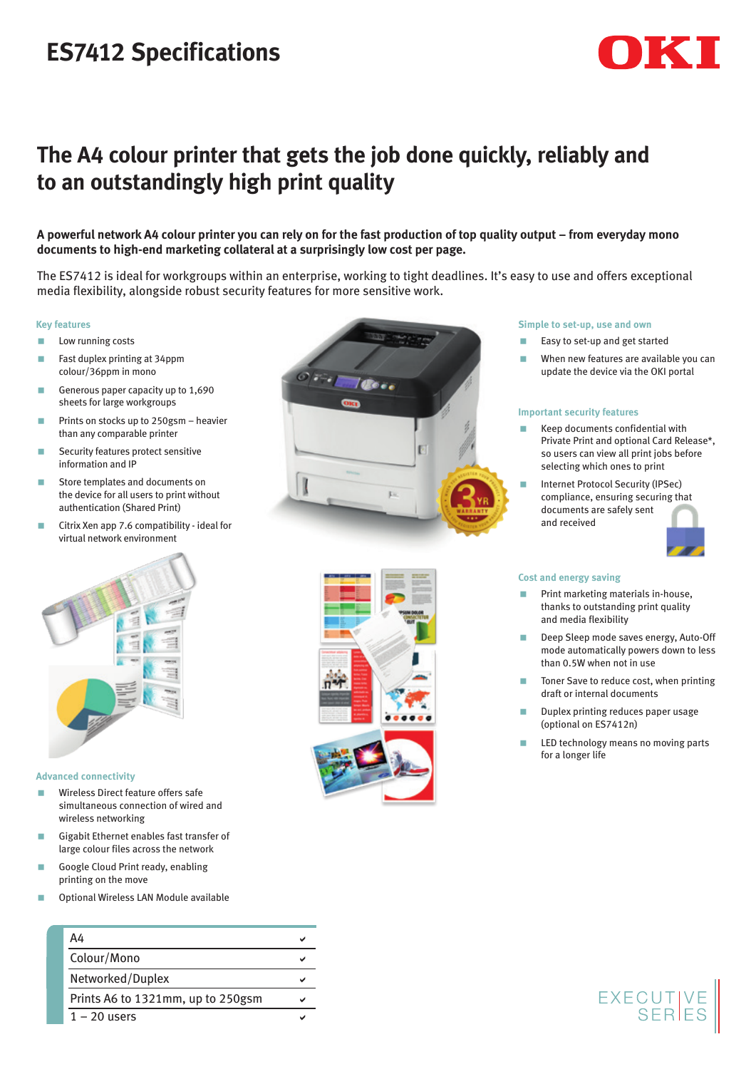# ES7412 Specifications

OKI

## The A4 colour printer that gets the job done quickly, reliably and to an outstandingly high print quality

**A powerful network A4 colour printer you can rely on for the fast production of top quality output – from everyday mono documents to high-end marketing collateral at a surprisingly low cost per page.**

The ES7412 is ideal for workgroups within an enterprise, working to tight deadlines. It's easy to use and offers exceptional media flexibility, alongside robust security features for more sensitive work.

### Key features

- Low running costs
- Fast duplex printing at 34ppm colour/36ppm in mono
- Generous paper capacity up to 1,690 sheets for large workgroups
- Prints on stocks up to 250gsm – heavier than any comparable printer
- Security features protect sensitive information and IP
- Store templates and documents on the device for all users to print without authentication (Shared Print)
- Citrix Xen app 7.6 compatibility - ideal for virtual network environment

### Advanced connectivity

- Wireless Direct feature offers safe simultaneous connection of wired and wireless networking
- Gigabit Ethernet enables fast transfer of large colour files across the network
- Google Cloud Print ready, enabling printing on the move
- Optional Wireless LAN Module available

### Simple to set-up, use and own

- Easy to set-up and get started
- When new features are available you can update the device via the OKI portal

### Important security features

- Keep documents confidential with Private Print and optional Card Release*, so users can view all print jobs before selecting which ones to print
- Internet Protocol Security (IPSec) compliance, ensuring securing that documents are safely sent and received

### Cost and energy saving

- Print marketing materials in-house, thanks to outstanding print quality and media flexibility
- Deep Sleep mode saves energy, Auto-Off mode automatically powers down to less than 0.5W when not in use
- Toner Save to reduce cost, when printing draft or internal documents
- Duplex printing reduces paper usage (optional on ES7412n)
- LED technology means no moving parts for a longer life

| Feature | |
|---|---|
| A4 | ✔ |
| Colour/Mono | ✔ |
| Networked/Duplex | ✔ |
| Prints A6 to 1321mm, up to 250gsm | ✔ |
| 1 – 20 users | ✔ |

EXECUTIVE SERIES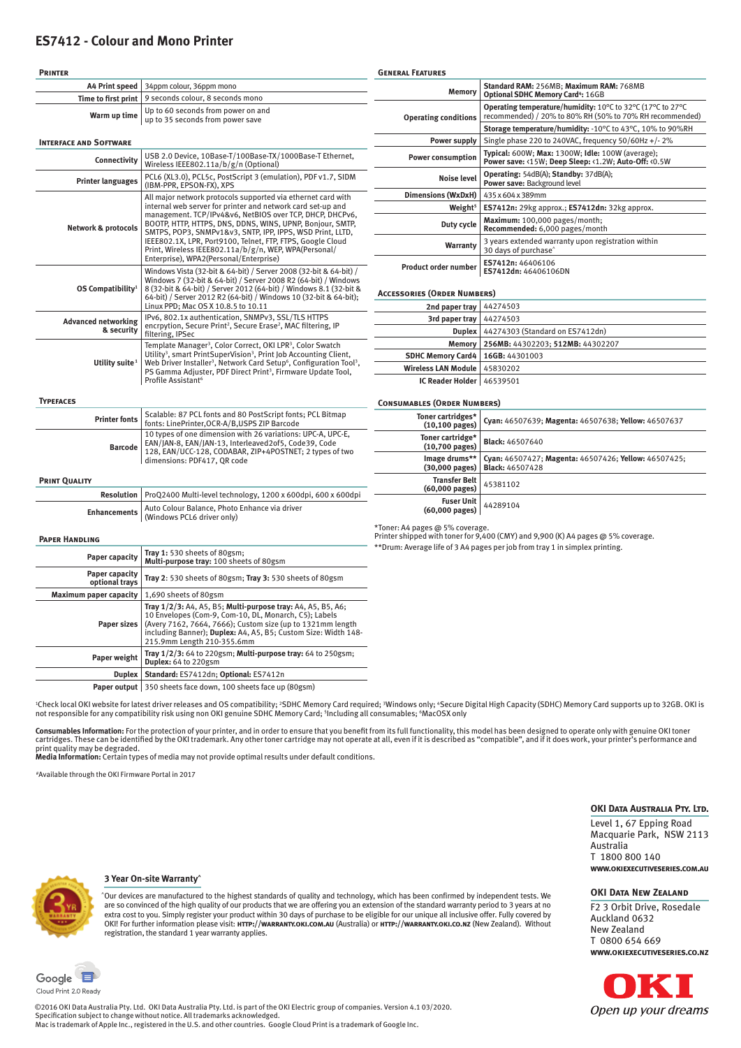# ES7412 - Colour and Mono Printer

## Printer

| | |
|---|---|
| A4 Print speed | 34ppm colour, 36ppm mono |
| Time to first print | 9 seconds colour, 8 seconds mono |
| Warm up time | Up to 60 seconds from power on and up to 35 seconds from power save |

## Interface and Software

| | |
|---|---|
| Connectivity | USB 2.0 Device, 10Base-T/100Base-TX/1000Base-T Ethernet, Wireless IEEE802.11a/b/g/n (Optional) |
| Printer languages | PCL6 (XL3.0), PCL5c, PostScript 3 (emulation), PDF v1.7, SIDM (IBM-PPR, EPSON-FX), XPS |
| Network & protocols | All major network protocols supported via ethernet card with internal web server for printer and network card set-up and management. TCP/IPv4&v6, NetBIOS over TCP, DHCP, DHCPv6, BOOTP, HTTP, HTTPS, DNS, DDNS, WINS, UPNP, Bonjour, SMTP, SMTPS, POP3, SNMPv1&v3, SNTP, IPP, IPPS, WSD Print, LLTD, IEEE802.1X, LPR, Port9100, Telnet, FTP, FTPS, Google Cloud Print, Wireless IEEE802.11a/b/g/n, WEP, WPA(Personal/Enterprise), WPA2(Personal/Enterprise) |
| OS Compatibility[1] | Windows Vista (32-bit & 64-bit) / Server 2008 (32-bit & 64-bit) / Windows 7 (32-bit & 64-bit) / Server 2008 R2 (64-bit) / Windows 8 (32-bit & 64-bit) / Server 2012 (64-bit) / Windows 8.1 (32-bit & 64-bit) / Server 2012 R2 (64-bit) / Windows 10 (32-bit & 64-bit); Linux PPD; Mac OS X 10.8.5 to 10.11 |
| Advanced networking & security | IPv6, 802.1x authentication, SNMPv3, SSL/TLS HTTPS encrpytion, Secure Print[2], Secure Erase[2], MAC filtering, IP filtering, IPSec |
| Utility suite[1] | Template Manager[3], Color Correct, OKI LPR[3], Color Swatch Utility[3], smart PrintSuperVision[3], Print Job Accounting Client, Web Driver Installer[3], Network Card Setup[6], Configuration Tool[3], PS Gamma Adjuster, PDF Direct Print[3], Firmware Update Tool, Profile Assistant[6] |

## Typefaces

| | |
|---|---|
| Printer fonts | Scalable: 87 PCL fonts and 80 PostScript fonts; PCL Bitmap fonts: LinePrinter,OCR-A/B,USPS ZIP Barcode |
| Barcode | 10 types of one dimension with 26 variations: UPC-A, UPC-E, EAN/JAN-8, EAN/JAN-13, Interleaved2of5, Code39, Code 128, EAN/UCC-128, CODABAR, ZIP+4POSTNET; 2 types of two dimensions: PDF417, QR code |

## Print Quality

| | |
|---|---|
| Resolution | ProQ2400 Multi-level technology, 1200 x 600dpi, 600 x 600dpi |
| Enhancements | Auto Colour Balance, Photo Enhance via driver (Windows PCL6 driver only) |

## Paper Handling

| | |
|---|---|
| Paper capacity | **Tray 1:** 530 sheets of 80gsm; **Multi-purpose tray:** 100 sheets of 80gsm |
| Paper capacity optional trays | **Tray 2**: 530 sheets of 80gsm; **Tray 3:** 530 sheets of 80gsm |
| Maximum paper capacity | 1,690 sheets of 80gsm |
| Paper sizes | **Tray 1/2/3:** A4, A5, B5; **Multi-purpose tray:** A4, A5, B5, A6; 10 Envelopes (Com-9, Com-10, DL, Monarch, C5); Labels (Avery 7162, 7664, 7666); Custom size (up to 1321mm length including Banner); **Duplex:** A4, A5, B5; Custom Size: Width 148-215.9mm Length 210-355.6mm |
| Paper weight | **Tray 1/2/3:** 64 to 220gsm; **Multi-purpose tray:** 64 to 250gsm; **Duplex:** 64 to 220gsm |
| Duplex | **Standard:** ES7412dn; **Optional:** ES7412n |
| Paper output | 350 sheets face down, 100 sheets face up (80gsm) |

## General Features

| | |
|---|---|
| Memory | **Standard RAM:** 256MB; **Maximum RAM:** 768MB **Optional SDHC Memory Card**[4]: 16GB |
| Operating conditions | **Operating temperature/humidity:** 10°C to 32°C (17°C to 27°C recommended) / 20% to 80% RH (50% to 70% RH recommended) |
| | **Storage temperature/humidity:** -10°C to 43°C, 10% to 90%RH |
| Power supply | Single phase 220 to 240VAC, frequency 50/60Hz +/- 2% |
| Power consumption | **Typical:** 600W; **Max:** 1300W; **Idle:** 100W (average); **Power save:** <15W; **Deep Sleep:** <1.2W; **Auto-Off:** <0.5W |
| Noise level | **Operating:** 54dB(A); **Standby:** 37dB(A); **Power save:** Background level |
| Dimensions (WxDxH) | 435 x 604 x 389mm |
| Weight[5] | **ES7412n:** 29kg approx.; **ES7412dn:** 32kg approx. |
| Duty cycle | **Maximum:** 100,000 pages/month; **Recommended:** 6,000 pages/month |
| Warranty | 3 years extended warranty upon registration within 30 days of purchase^ |
| Product order number | **ES7412n:** 46406106 **ES7412dn:** 46406106DN |

## Accessories (Order Numbers)

| | |
|---|---|
| 2nd paper tray | 44274503 |
| 3rd paper tray | 44274503 |
| Duplex | 44274303 (Standard on ES7412dn) |
| Memory | **256MB:** 44302203; **512MB:** 44302207 |
| SDHC Memory Card4 | **16GB:** 44301003 |
| Wireless LAN Module | 45830202 |
| IC Reader Holder | 46539501 |

## Consumables (Order Numbers)

| | |
|---|---|
| Toner cartridges* (10,100 pages) | **Cyan:** 46507639; **Magenta:** 46507638; **Yellow:** 46507637 |
| Toner cartridge* (10,700 pages) | **Black:** 46507640 |
| Image drums** (30,000 pages) | **Cyan:** 46507427; **Magenta:** 46507426; **Yellow:** 46507425; **Black:** 46507428 |
| Transfer Belt (60,000 pages) | 45381102 |
| Fuser Unit (60,000 pages) | 44289104 |

*Toner: A4 pages @ 5% coverage.
Printer shipped with toner for 9,400 (CMY) and 9,900 (K) A4 pages @ 5% coverage.
**Drum: Average life of 3 A4 pages per job from tray 1 in simplex printing.

[1]Check local OKI website for latest driver releases and OS compatibility; [2]SDHC Memory Card required; [3]Windows only; [4]Secure Digital High Capacity (SDHC) Memory Card supports up to 32GB. OKI is not responsible for any compatibility risk using non OKI genuine SDHC Memory Card; [5]Including all consumables; [6]MacOSX only

**Consumables Information:** For the protection of your printer, and in order to ensure that you benefit from its full functionality, this model has been designed to operate only with genuine OKI toner cartridges. These can be identified by the OKI trademark. Any other toner cartridge may not operate at all, even if it is described as "compatible", and if it does work, your printer's performance and print quality may be degraded.
**Media Information:** Certain types of media may not provide optimal results under default conditions.

#Available through the OKI Firmware Portal in 2017

### 3 Year On-site Warranty^

^Our devices are manufactured to the highest standards of quality and technology, which has been confirmed by independent tests. We are so convinced of the high quality of our products that we are offering you an extension of the standard warranty period to 3 years at no extra cost to you. Simply register your product within 30 days of purchase to be eligible for our unique all inclusive offer. Fully covered by OKI! For further information please visit: **HTTP://WARRANTY.OKI.COM.AU** (Australia) or **HTTP://WARRANTY.OKI.CO.NZ** (New Zealand). Without registration, the standard 1 year warranty applies.

**OKI Data Australia Pty. Ltd.**
Level 1, 67 Epping Road
Macquarie Park, NSW 2113
Australia
T 1800 800 140
**WWW.OKIEXECUTIVESERIES.COM.AU**

**OKI Data New Zealand**
F2 3 Orbit Drive, Rosedale
Auckland 0632
New Zealand
T 0800 654 669
**WWW.OKIEXECUTIVESERIES.CO.NZ**

Google Cloud Print 2.0 Ready

OKI
*Open up your dreams*

©2016 OKI Data Australia Pty. Ltd. OKI Data Australia Pty. Ltd. is part of the OKI Electric group of companies. Version 4.1 03/2020.
Specification subject to change without notice. All trademarks acknowledged.
Mac is trademark of Apple Inc., registered in the U.S. and other countries. Google Cloud Print is a trademark of Google Inc.